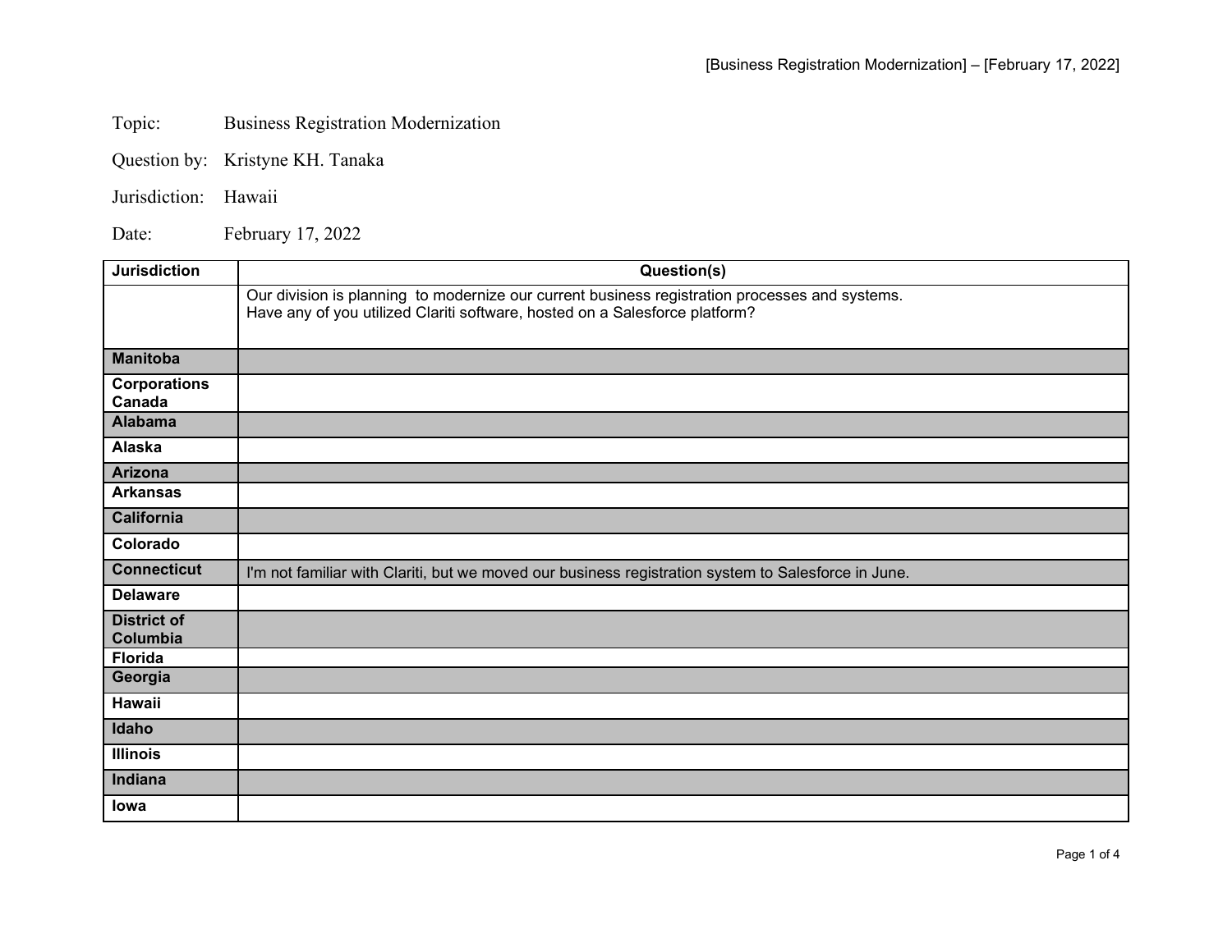Topic: Business Registration Modernization

Question by: Kristyne KH. Tanaka

Jurisdiction: Hawaii

Date: February 17, 2022

| Jurisdiction | Question(s) |
|---|---|
| | Our division is planning to modernize our current business registration processes and systems.<br>Have any of you utilized Clariti software, hosted on a Salesforce platform? |
| **Manitoba** | |
| **Corporations Canada** | |
| **Alabama** | |
| **Alaska** | |
| **Arizona** | |
| **Arkansas** | |
| **California** | |
| **Colorado** | |
| **Connecticut** | I'm not familiar with Clariti, but we moved our business registration system to Salesforce in June. |
| **Delaware** | |
| **District of Columbia** | |
| **Florida** | |
| **Georgia** | |
| **Hawaii** | |
| **Idaho** | |
| **Illinois** | |
| **Indiana** | |
| **Iowa** | |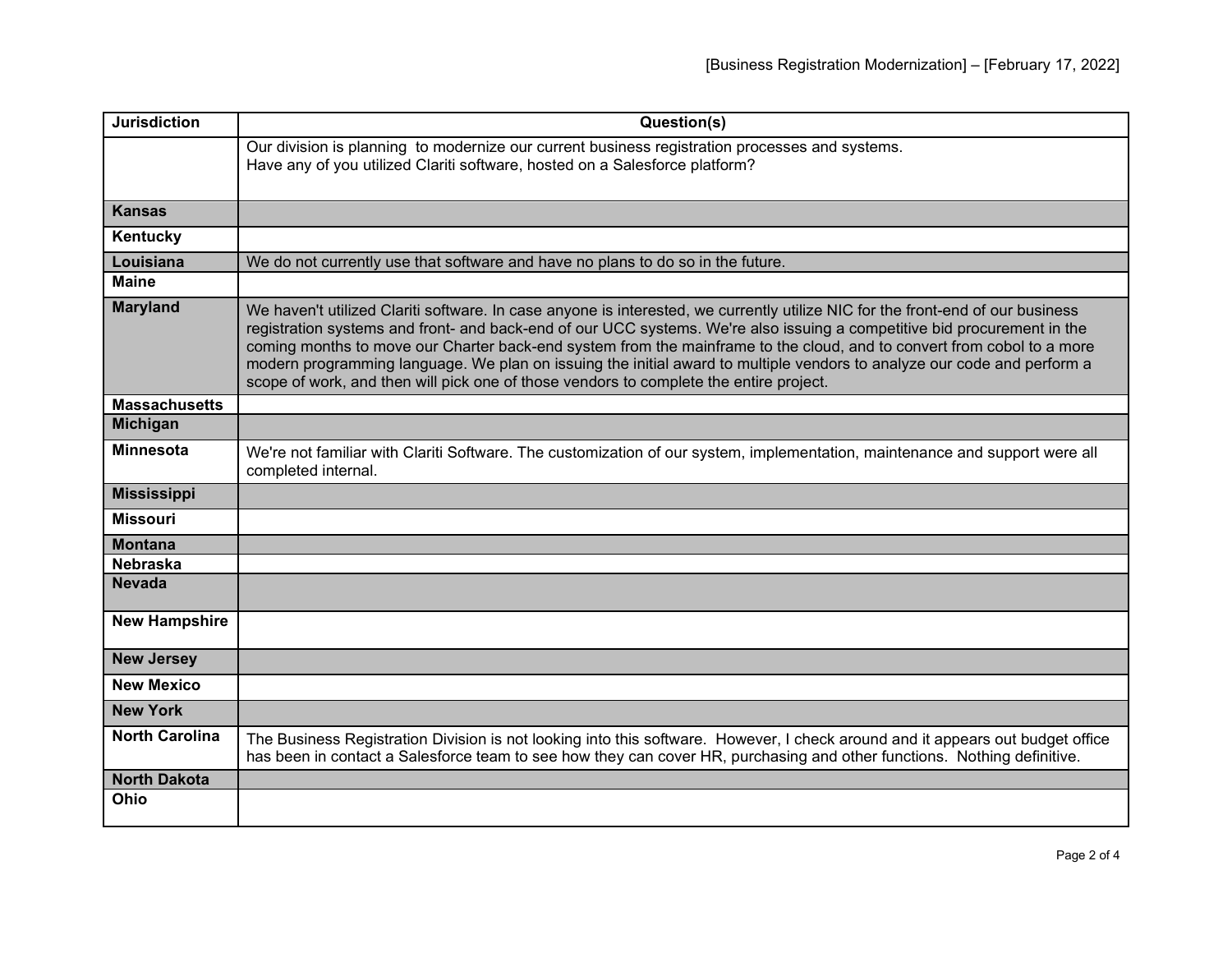| Jurisdiction | Question(s) |
|---|---|
| | Our division is planning to modernize our current business registration processes and systems.<br>Have any of you utilized Clariti software, hosted on a Salesforce platform? |
| **Kansas** | |
| **Kentucky** | |
| **Louisiana** | We do not currently use that software and have no plans to do so in the future. |
| **Maine** | |
| **Maryland** | We haven't utilized Clariti software. In case anyone is interested, we currently utilize NIC for the front-end of our business registration systems and front- and back-end of our UCC systems. We're also issuing a competitive bid procurement in the coming months to move our Charter back-end system from the mainframe to the cloud, and to convert from cobol to a more modern programming language. We plan on issuing the initial award to multiple vendors to analyze our code and perform a scope of work, and then will pick one of those vendors to complete the entire project. |
| **Massachusetts** | |
| **Michigan** | |
| **Minnesota** | We're not familiar with Clariti Software. The customization of our system, implementation, maintenance and support were all completed internal. |
| **Mississippi** | |
| **Missouri** | |
| **Montana** | |
| **Nebraska** | |
| **Nevada** | |
| **New Hampshire** | |
| **New Jersey** | |
| **New Mexico** | |
| **New York** | |
| **North Carolina** | The Business Registration Division is not looking into this software. However, I check around and it appears out budget office has been in contact a Salesforce team to see how they can cover HR, purchasing and other functions. Nothing definitive. |
| **North Dakota** | |
| **Ohio** | |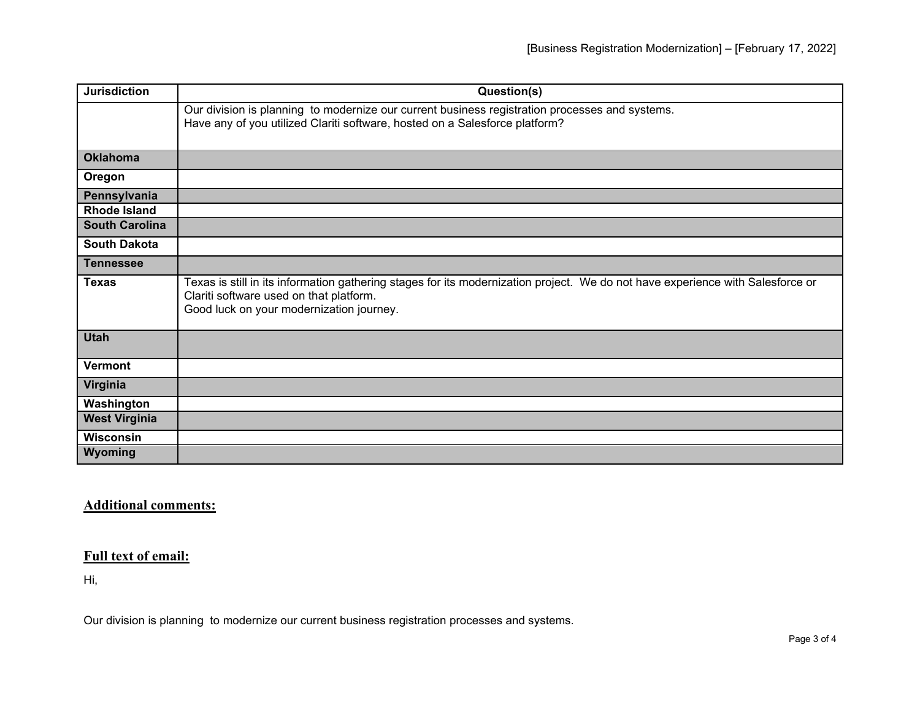| Jurisdiction | Question(s) |
| --- | --- |
| | Our division is planning to modernize our current business registration processes and systems.<br>Have any of you utilized Clariti software, hosted on a Salesforce platform? |
| **Oklahoma** | |
| **Oregon** | |
| **Pennsylvania** | |
| **Rhode Island** | |
| **South Carolina** | |
| **South Dakota** | |
| **Tennessee** | |
| **Texas** | Texas is still in its information gathering stages for its modernization project. We do not have experience with Salesforce or Clariti software used on that platform.<br>Good luck on your modernization journey. |
| **Utah** | |
| **Vermont** | |
| **Virginia** | |
| **Washington** | |
| **West Virginia** | |
| **Wisconsin** | |
| **Wyoming** | |

## Additional comments:

## Full text of email:

Hi,

Our division is planning to modernize our current business registration processes and systems.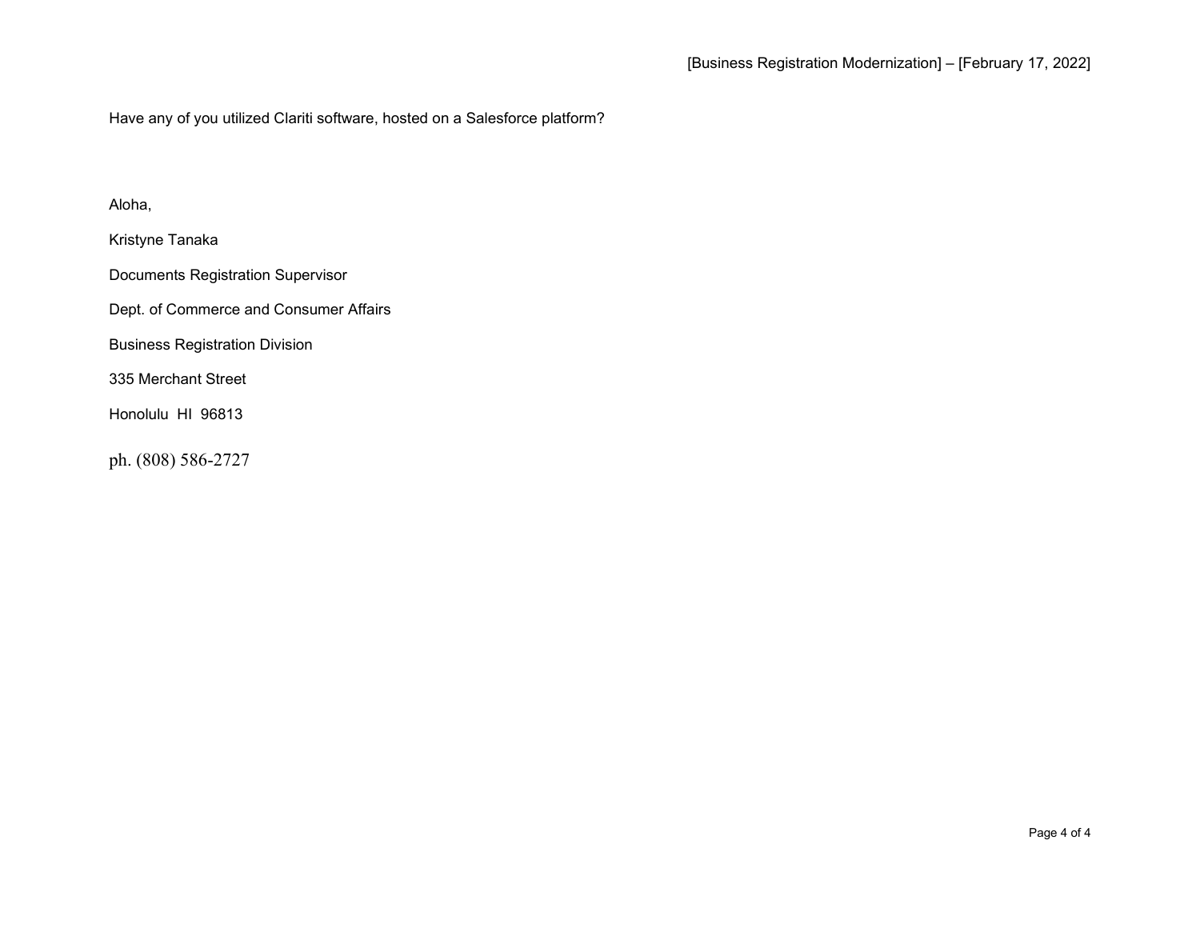Have any of you utilized Clariti software, hosted on a Salesforce platform?

Aloha,

Kristyne Tanaka

Documents Registration Supervisor

Dept. of Commerce and Consumer Affairs

Business Registration Division

335 Merchant Street

Honolulu  HI  96813

ph. (808) 586-2727